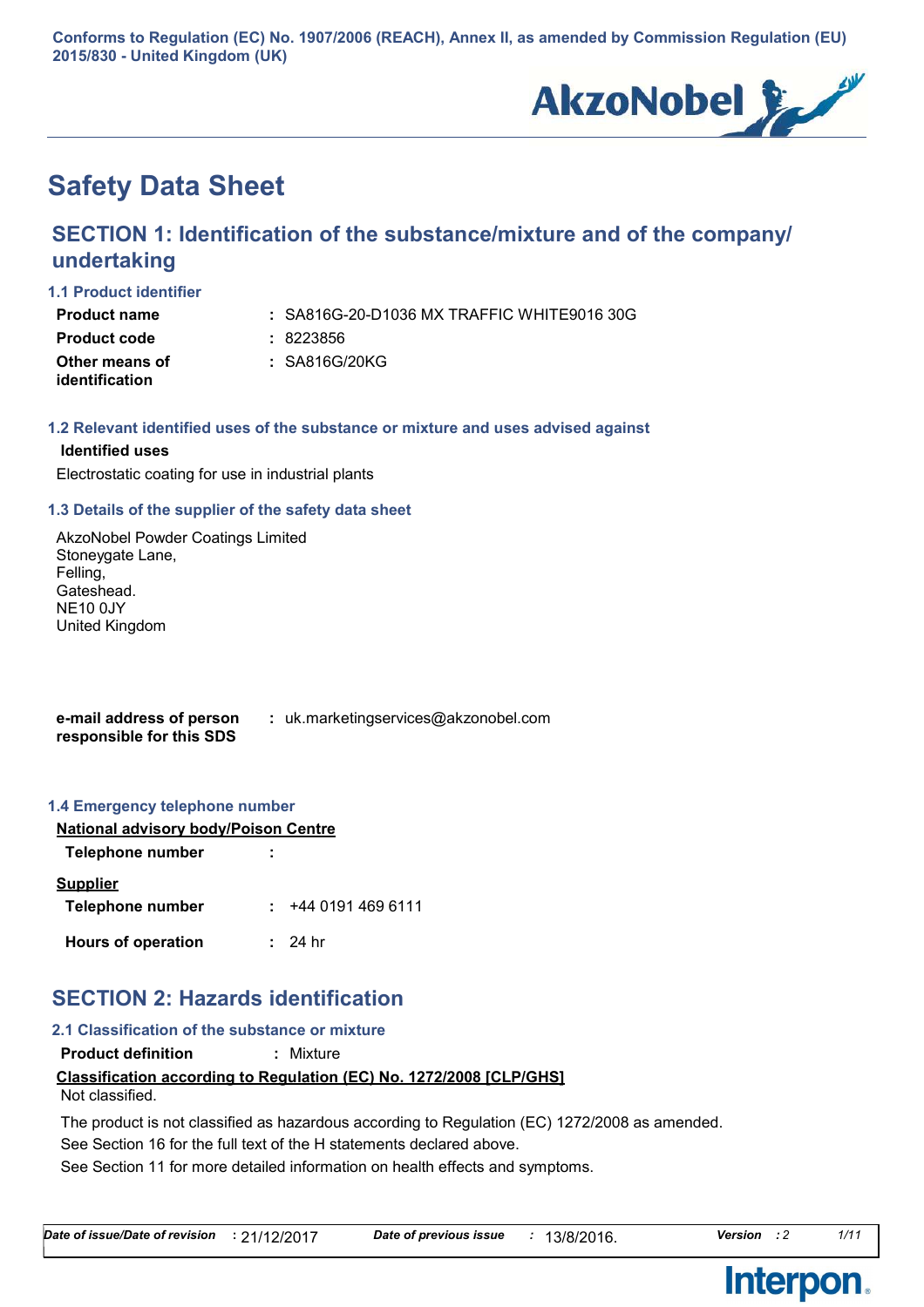Conforms to Regulation (EC) No. 1907/2006 (REACH), Annex II, as amended by Commission Regulation (EU) 2015/830 - United Kingdom (UK)

# Safety Data Sheet

## SECTION 1: Identification of the substance/mixture and of the company/ undertaking

### 1.1 Product identifier

**Product name** : SA816G-20-D1036 MX TRAFFIC WHITE9016 30G

**Product code** : 8223856

**Other means of identification** : SA816G/20KG

### 1.2 Relevant identified uses of the substance or mixture and uses advised against

**Identified uses**

Electrostatic coating for use in industrial plants

### 1.3 Details of the supplier of the safety data sheet

AkzoNobel Powder Coatings Limited
Stoneygate Lane,
Felling,
Gateshead.
NE10 0JY
United Kingdom

**e-mail address of person responsible for this SDS** : uk.marketingservices@akzonobel.com

### 1.4 Emergency telephone number

**National advisory body/Poison Centre**

**Telephone number** :

**Supplier**

**Telephone number** : +44 0191 469 6111

**Hours of operation** : 24 hr

## SECTION 2: Hazards identification

### 2.1 Classification of the substance or mixture

**Product definition** : Mixture

**Classification according to Regulation (EC) No. 1272/2008 [CLP/GHS]**

Not classified.

The product is not classified as hazardous according to Regulation (EC) 1272/2008 as amended.

See Section 16 for the full text of the H statements declared above.

See Section 11 for more detailed information on health effects and symptoms.

*Date of issue/Date of revision* : 21/12/2017 *Date of previous issue* : 13/8/2016. *Version* : 2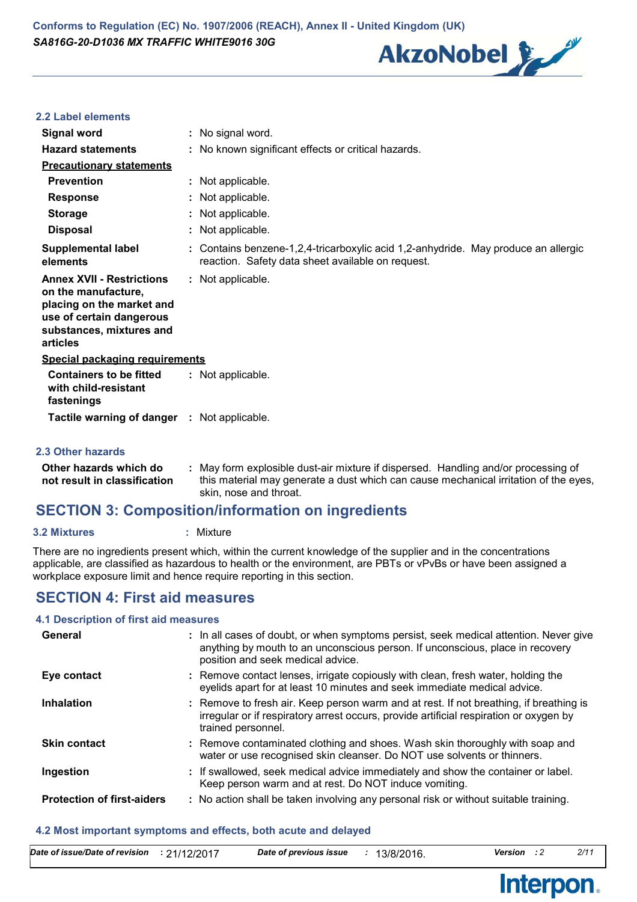### 2.2 Label elements

| | | |
|---|---|---|
| **Signal word** | : | No signal word. |
| **Hazard statements** | : | No known significant effects or critical hazards. |

**Precautionary statements**

| | | |
|---|---|---|
| **Prevention** | : | Not applicable. |
| **Response** | : | Not applicable. |
| **Storage** | : | Not applicable. |
| **Disposal** | : | Not applicable. |
| **Supplemental label elements** | : | Contains benzene-1,2,4-tricarboxylic acid 1,2-anhydride. May produce an allergic reaction. Safety data sheet available on request. |
| **Annex XVII - Restrictions on the manufacture, placing on the market and use of certain dangerous substances, mixtures and articles** | : | Not applicable. |

**Special packaging requirements**

| | | |
|---|---|---|
| **Containers to be fitted with child-resistant fastenings** | : | Not applicable. |
| **Tactile warning of danger** | : | Not applicable. |

### 2.3 Other hazards

| | | |
|---|---|---|
| **Other hazards which do not result in classification** | : | May form explosible dust-air mixture if dispersed. Handling and/or processing of this material may generate a dust which can cause mechanical irritation of the eyes, skin, nose and throat. |

## SECTION 3: Composition/information on ingredients

**3.2 Mixtures** : Mixture

There are no ingredients present which, within the current knowledge of the supplier and in the concentrations applicable, are classified as hazardous to health or the environment, are PBTs or vPvBs or have been assigned a workplace exposure limit and hence require reporting in this section.

## SECTION 4: First aid measures

### 4.1 Description of first aid measures

| | | |
|---|---|---|
| **General** | : | In all cases of doubt, or when symptoms persist, seek medical attention. Never give anything by mouth to an unconscious person. If unconscious, place in recovery position and seek medical advice. |
| **Eye contact** | : | Remove contact lenses, irrigate copiously with clean, fresh water, holding the eyelids apart for at least 10 minutes and seek immediate medical advice. |
| **Inhalation** | : | Remove to fresh air. Keep person warm and at rest. If not breathing, if breathing is irregular or if respiratory arrest occurs, provide artificial respiration or oxygen by trained personnel. |
| **Skin contact** | : | Remove contaminated clothing and shoes. Wash skin thoroughly with soap and water or use recognised skin cleanser. Do NOT use solvents or thinners. |
| **Ingestion** | : | If swallowed, seek medical advice immediately and show the container or label. Keep person warm and at rest. Do NOT induce vomiting. |
| **Protection of first-aiders** | : | No action shall be taken involving any personal risk or without suitable training. |

### 4.2 Most important symptoms and effects, both acute and delayed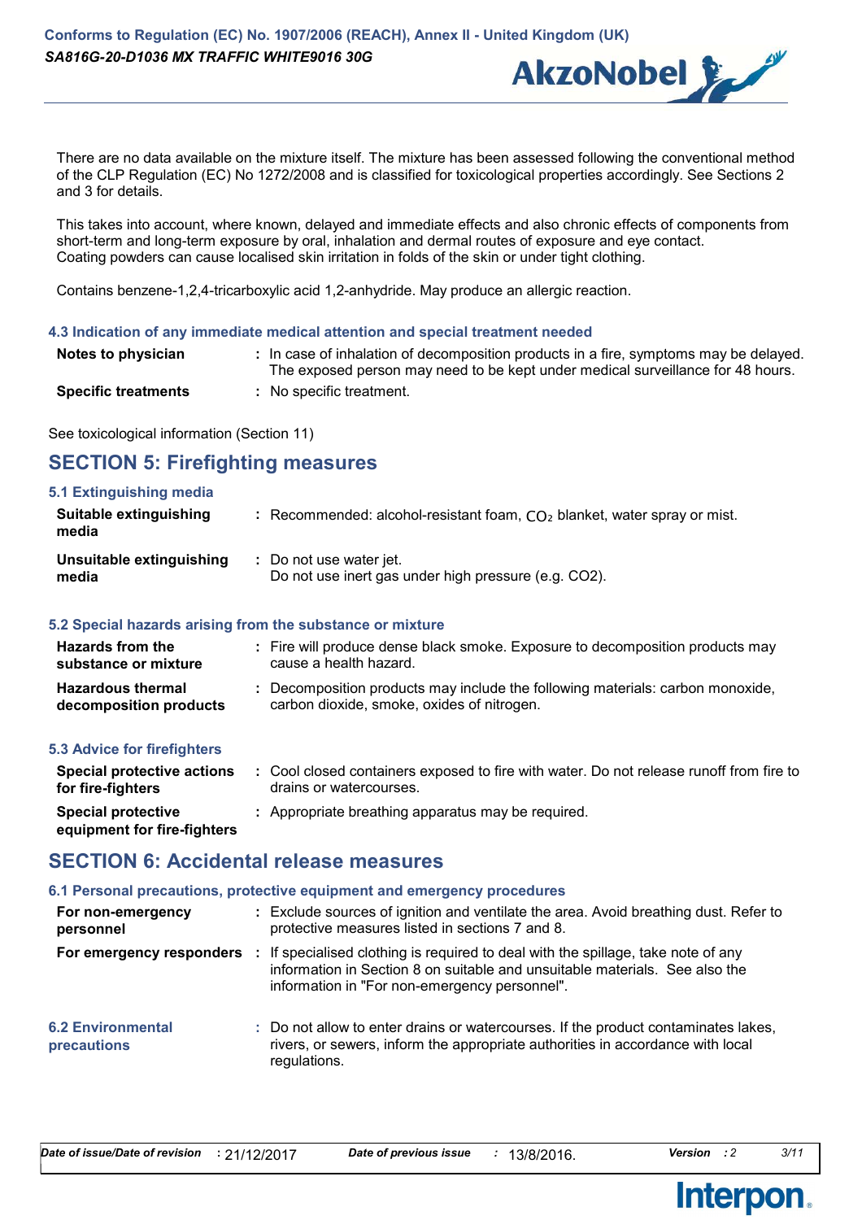There are no data available on the mixture itself. The mixture has been assessed following the conventional method of the CLP Regulation (EC) No 1272/2008 and is classified for toxicological properties accordingly. See Sections 2 and 3 for details.

This takes into account, where known, delayed and immediate effects and also chronic effects of components from short-term and long-term exposure by oral, inhalation and dermal routes of exposure and eye contact. Coating powders can cause localised skin irritation in folds of the skin or under tight clothing.

Contains benzene-1,2,4-tricarboxylic acid 1,2-anhydride. May produce an allergic reaction.

### 4.3 Indication of any immediate medical attention and special treatment needed

**Notes to physician** : In case of inhalation of decomposition products in a fire, symptoms may be delayed. The exposed person may need to be kept under medical surveillance for 48 hours.

**Specific treatments** : No specific treatment.

See toxicological information (Section 11)

## SECTION 5: Firefighting measures

### 5.1 Extinguishing media

**Suitable extinguishing media** : Recommended: alcohol-resistant foam, $CO_2$ blanket, water spray or mist.

**Unsuitable extinguishing media** : Do not use water jet.
Do not use inert gas under high pressure (e.g. CO2).

### 5.2 Special hazards arising from the substance or mixture

**Hazards from the substance or mixture** : Fire will produce dense black smoke. Exposure to decomposition products may cause a health hazard.

**Hazardous thermal decomposition products** : Decomposition products may include the following materials: carbon monoxide, carbon dioxide, smoke, oxides of nitrogen.

### 5.3 Advice for firefighters

**Special protective actions for fire-fighters** : Cool closed containers exposed to fire with water. Do not release runoff from fire to drains or watercourses.

**Special protective equipment for fire-fighters** : Appropriate breathing apparatus may be required.

## SECTION 6: Accidental release measures

### 6.1 Personal precautions, protective equipment and emergency procedures

**For non-emergency personnel** : Exclude sources of ignition and ventilate the area. Avoid breathing dust. Refer to protective measures listed in sections 7 and 8.

**For emergency responders** : If specialised clothing is required to deal with the spillage, take note of any information in Section 8 on suitable and unsuitable materials. See also the information in "For non-emergency personnel".

### 6.2 Environmental precautions

: Do not allow to enter drains or watercourses. If the product contaminates lakes, rivers, or sewers, inform the appropriate authorities in accordance with local regulations.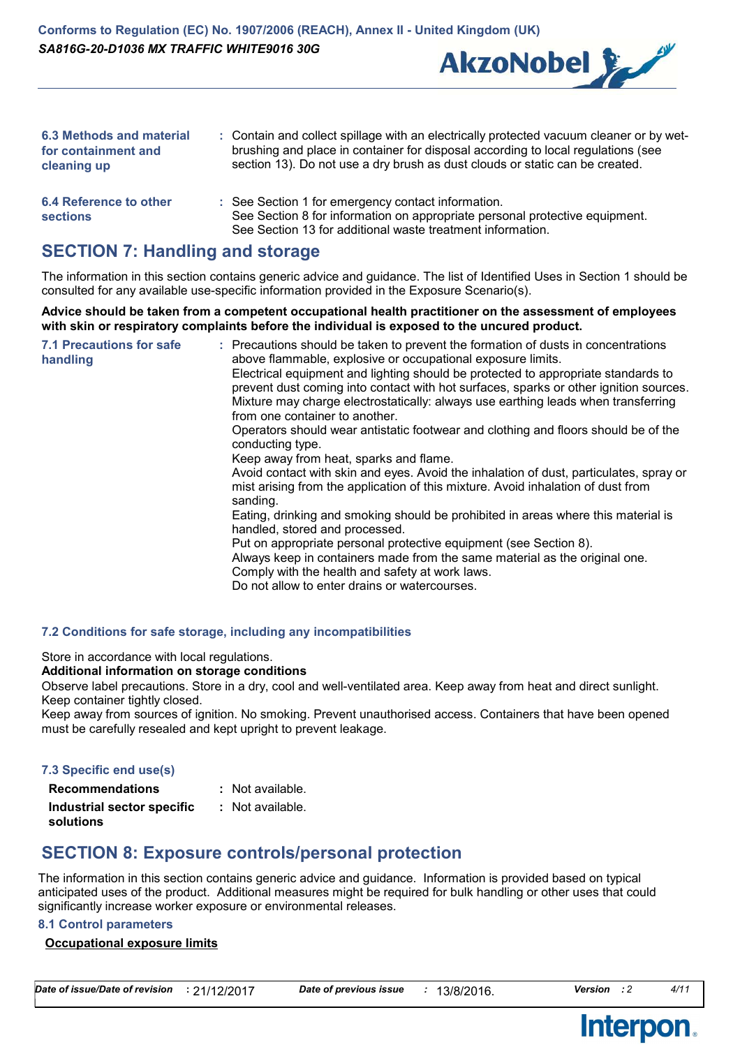**6.3 Methods and material for containment and cleaning up** : Contain and collect spillage with an electrically protected vacuum cleaner or by wet-brushing and place in container for disposal according to local regulations (see section 13). Do not use a dry brush as dust clouds or static can be created.

**6.4 Reference to other sections** : See Section 1 for emergency contact information.
See Section 8 for information on appropriate personal protective equipment.
See Section 13 for additional waste treatment information.

## SECTION 7: Handling and storage

The information in this section contains generic advice and guidance. The list of Identified Uses in Section 1 should be consulted for any available use-specific information provided in the Exposure Scenario(s).

**Advice should be taken from a competent occupational health practitioner on the assessment of employees with skin or respiratory complaints before the individual is exposed to the uncured product.**

**7.1 Precautions for safe handling** : Precautions should be taken to prevent the formation of dusts in concentrations above flammable, explosive or occupational exposure limits.
Electrical equipment and lighting should be protected to appropriate standards to prevent dust coming into contact with hot surfaces, sparks or other ignition sources.
Mixture may charge electrostatically: always use earthing leads when transferring from one container to another.
Operators should wear antistatic footwear and clothing and floors should be of the conducting type.
Keep away from heat, sparks and flame.
Avoid contact with skin and eyes. Avoid the inhalation of dust, particulates, spray or mist arising from the application of this mixture. Avoid inhalation of dust from sanding.
Eating, drinking and smoking should be prohibited in areas where this material is handled, stored and processed.
Put on appropriate personal protective equipment (see Section 8).
Always keep in containers made from the same material as the original one.
Comply with the health and safety at work laws.
Do not allow to enter drains or watercourses.

### 7.2 Conditions for safe storage, including any incompatibilities

Store in accordance with local regulations.

**Additional information on storage conditions**

Observe label precautions. Store in a dry, cool and well-ventilated area. Keep away from heat and direct sunlight. Keep container tightly closed.
Keep away from sources of ignition. No smoking. Prevent unauthorised access. Containers that have been opened must be carefully resealed and kept upright to prevent leakage.

### 7.3 Specific end use(s)

**Recommendations** : Not available.

**Industrial sector specific solutions** : Not available.

## SECTION 8: Exposure controls/personal protection

The information in this section contains generic advice and guidance. Information is provided based on typical anticipated uses of the product. Additional measures might be required for bulk handling or other uses that could significantly increase worker exposure or environmental releases.

### 8.1 Control parameters

**Occupational exposure limits**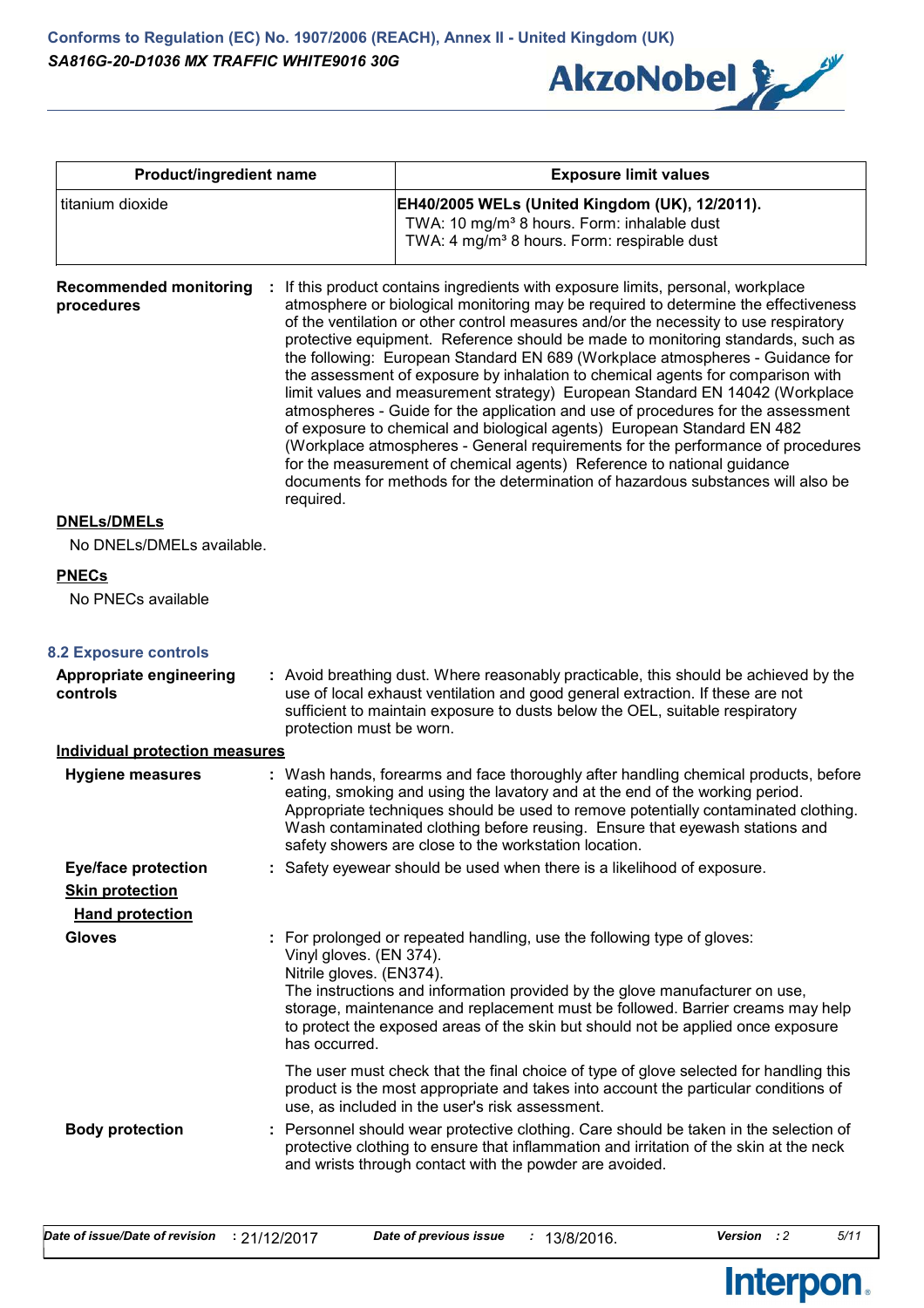| Product/ingredient name | Exposure limit values |
| --- | --- |
| titanium dioxide | **EH40/2005 WELs (United Kingdom (UK), 12/2011).**<br>TWA: 10 mg/m³ 8 hours. Form: inhalable dust<br>TWA: 4 mg/m³ 8 hours. Form: respirable dust |

**Recommended monitoring procedures** : If this product contains ingredients with exposure limits, personal, workplace atmosphere or biological monitoring may be required to determine the effectiveness of the ventilation or other control measures and/or the necessity to use respiratory protective equipment. Reference should be made to monitoring standards, such as the following: European Standard EN 689 (Workplace atmospheres - Guidance for the assessment of exposure by inhalation to chemical agents for comparison with limit values and measurement strategy) European Standard EN 14042 (Workplace atmospheres - Guide for the application and use of procedures for the assessment of exposure to chemical and biological agents) European Standard EN 482 (Workplace atmospheres - General requirements for the performance of procedures for the measurement of chemical agents) Reference to national guidance documents for methods for the determination of hazardous substances will also be required.

**DNELs/DMELs**

No DNELs/DMELs available.

**PNECs**

No PNECs available

## 8.2 Exposure controls

**Appropriate engineering controls** : Avoid breathing dust. Where reasonably practicable, this should be achieved by the use of local exhaust ventilation and good general extraction. If these are not sufficient to maintain exposure to dusts below the OEL, suitable respiratory protection must be worn.

**Individual protection measures**

**Hygiene measures** : Wash hands, forearms and face thoroughly after handling chemical products, before eating, smoking and using the lavatory and at the end of the working period. Appropriate techniques should be used to remove potentially contaminated clothing. Wash contaminated clothing before reusing. Ensure that eyewash stations and safety showers are close to the workstation location.

**Eye/face protection** : Safety eyewear should be used when there is a likelihood of exposure.

**Skin protection**

**Hand protection**

**Gloves** : For prolonged or repeated handling, use the following type of gloves:
Vinyl gloves. (EN 374).
Nitrile gloves. (EN374).
The instructions and information provided by the glove manufacturer on use, storage, maintenance and replacement must be followed. Barrier creams may help to protect the exposed areas of the skin but should not be applied once exposure has occurred.

The user must check that the final choice of type of glove selected for handling this product is the most appropriate and takes into account the particular conditions of use, as included in the user's risk assessment.

**Body protection** : Personnel should wear protective clothing. Care should be taken in the selection of protective clothing to ensure that inflammation and irritation of the skin at the neck and wrists through contact with the powder are avoided.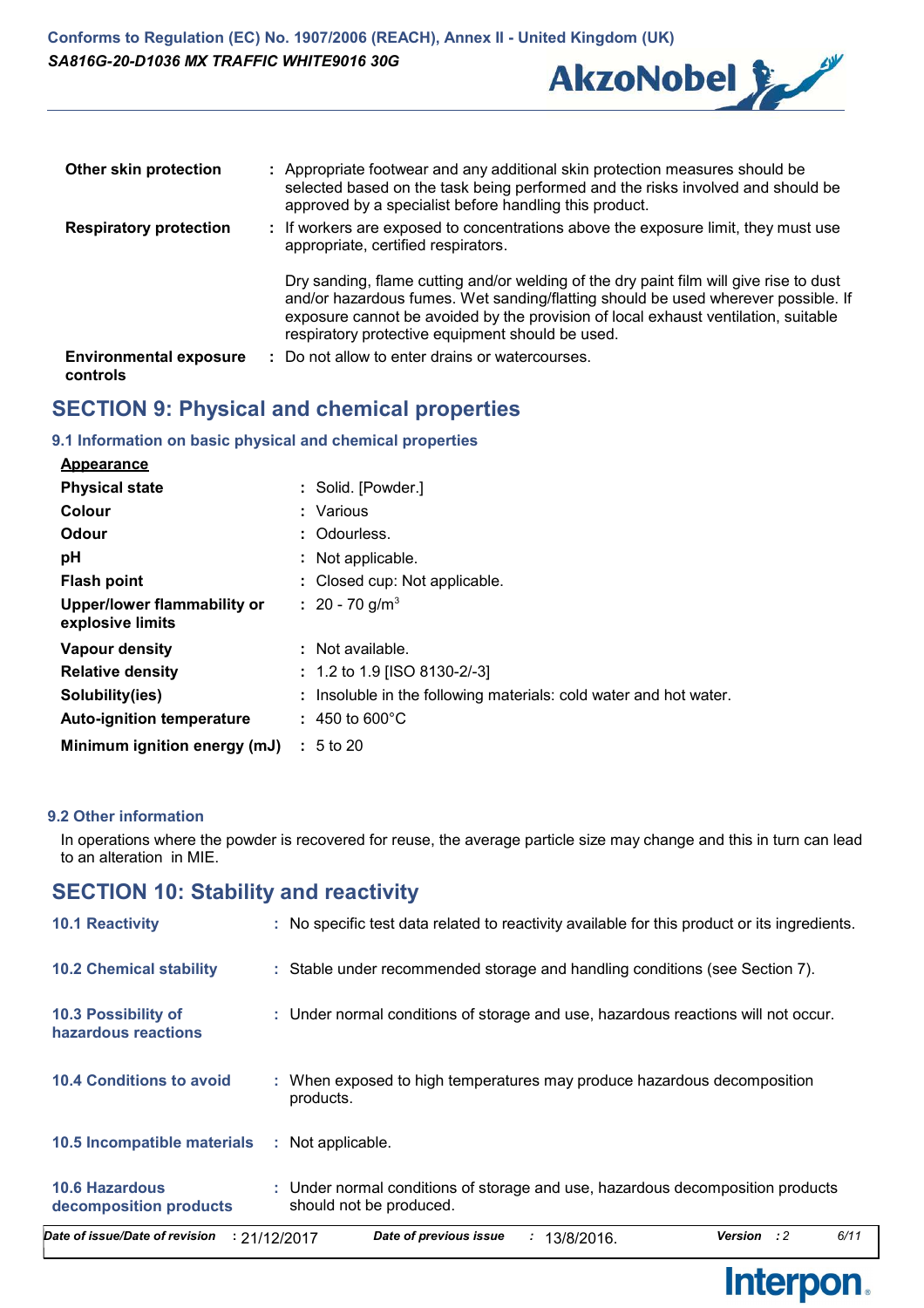| | |
|---|---|
| **Other skin protection** | : Appropriate footwear and any additional skin protection measures should be selected based on the task being performed and the risks involved and should be approved by a specialist before handling this product. |
| **Respiratory protection** | : If workers are exposed to concentrations above the exposure limit, they must use appropriate, certified respirators.<br><br>Dry sanding, flame cutting and/or welding of the dry paint film will give rise to dust and/or hazardous fumes. Wet sanding/flatting should be used wherever possible. If exposure cannot be avoided by the provision of local exhaust ventilation, suitable respiratory protective equipment should be used. |
| **Environmental exposure controls** | : Do not allow to enter drains or watercourses. |

## SECTION 9: Physical and chemical properties

### 9.1 Information on basic physical and chemical properties

**Appearance**

| | |
|---|---|
| **Physical state** | : Solid. [Powder.] |
| **Colour** | : Various |
| **Odour** | : Odourless. |
| **pH** | : Not applicable. |
| **Flash point** | : Closed cup: Not applicable. |
| **Upper/lower flammability or explosive limits** | : 20 - 70 g/m$^3$ |
| **Vapour density** | : Not available. |
| **Relative density** | : 1.2 to 1.9 [ISO 8130-2/-3] |
| **Solubility(ies)** | : Insoluble in the following materials: cold water and hot water. |
| **Auto-ignition temperature** | : 450 to 600°C |
| **Minimum ignition energy (mJ)** | : 5 to 20 |

### 9.2 Other information

In operations where the powder is recovered for reuse, the average particle size may change and this in turn can lead to an alteration in MIE.

## SECTION 10: Stability and reactivity

| | |
|---|---|
| **10.1 Reactivity** | : No specific test data related to reactivity available for this product or its ingredients. |
| **10.2 Chemical stability** | : Stable under recommended storage and handling conditions (see Section 7). |
| **10.3 Possibility of hazardous reactions** | : Under normal conditions of storage and use, hazardous reactions will not occur. |
| **10.4 Conditions to avoid** | : When exposed to high temperatures may produce hazardous decomposition products. |
| **10.5 Incompatible materials** | : Not applicable. |
| **10.6 Hazardous decomposition products** | : Under normal conditions of storage and use, hazardous decomposition products should not be produced. |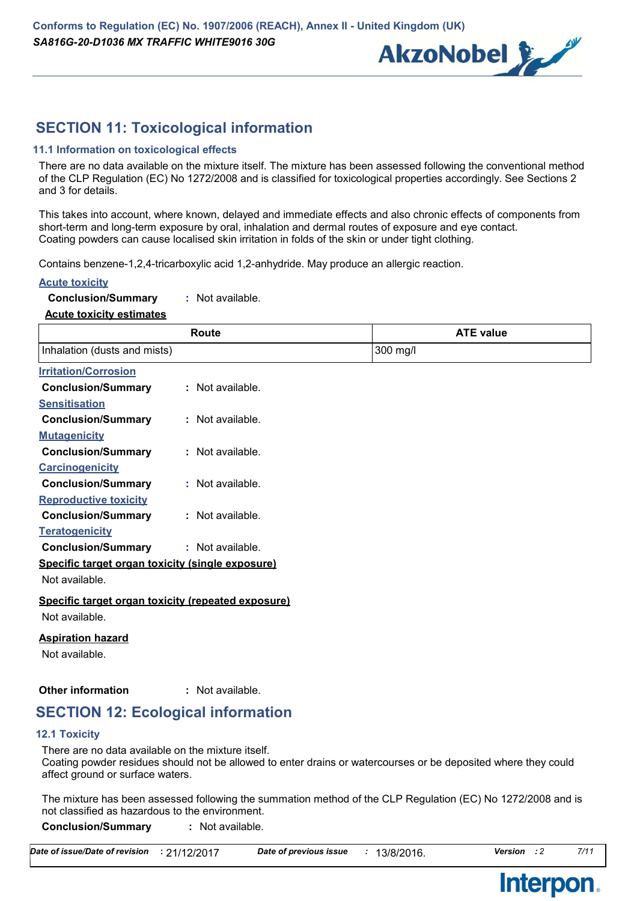## SECTION 11: Toxicological information

### 11.1 Information on toxicological effects

There are no data available on the mixture itself. The mixture has been assessed following the conventional method of the CLP Regulation (EC) No 1272/2008 and is classified for toxicological properties accordingly. See Sections 2 and 3 for details.

This takes into account, where known, delayed and immediate effects and also chronic effects of components from short-term and long-term exposure by oral, inhalation and dermal routes of exposure and eye contact.
Coating powders can cause localised skin irritation in folds of the skin or under tight clothing.

Contains benzene-1,2,4-tricarboxylic acid 1,2-anhydride. May produce an allergic reaction.

**Acute toxicity**

**Conclusion/Summary** : Not available.

**Acute toxicity estimates**

| Route | ATE value |
|---|---|
| Inhalation (dusts and mists) | 300 mg/l |

**Irritation/Corrosion**

**Conclusion/Summary** : Not available.

**Sensitisation**

**Conclusion/Summary** : Not available.

**Mutagenicity**

**Conclusion/Summary** : Not available.

**Carcinogenicity**

**Conclusion/Summary** : Not available.

**Reproductive toxicity**

**Conclusion/Summary** : Not available.

**Teratogenicity**

**Conclusion/Summary** : Not available.

**Specific target organ toxicity (single exposure)**

Not available.

**Specific target organ toxicity (repeated exposure)**

Not available.

**Aspiration hazard**

Not available.

**Other information** : Not available.

## SECTION 12: Ecological information

### 12.1 Toxicity

There are no data available on the mixture itself.
Coating powder residues should not be allowed to enter drains or watercourses or be deposited where they could affect ground or surface waters.

The mixture has been assessed following the summation method of the CLP Regulation (EC) No 1272/2008 and is not classified as hazardous to the environment.

**Conclusion/Summary** : Not available.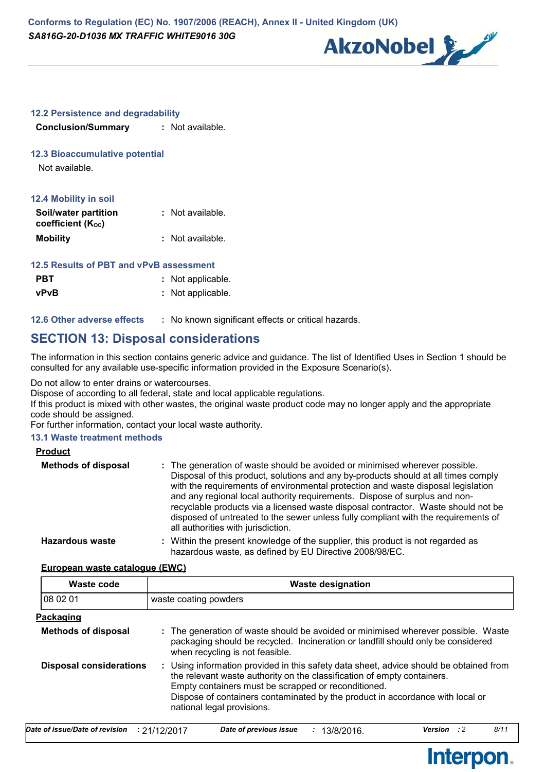### 12.2 Persistence and degradability

**Conclusion/Summary** : Not available.

### 12.3 Bioaccumulative potential

Not available.

### 12.4 Mobility in soil

**Soil/water partition coefficient ($K_{OC}$)** : Not available.

**Mobility** : Not available.

### 12.5 Results of PBT and vPvB assessment

**PBT** : Not applicable.

**vPvB** : Not applicable.

### 12.6 Other adverse effects : No known significant effects or critical hazards.

## SECTION 13: Disposal considerations

The information in this section contains generic advice and guidance. The list of Identified Uses in Section 1 should be consulted for any available use-specific information provided in the Exposure Scenario(s).

Do not allow to enter drains or watercourses.
Dispose of according to all federal, state and local applicable regulations.
If this product is mixed with other wastes, the original waste product code may no longer apply and the appropriate code should be assigned.
For further information, contact your local waste authority.

### 13.1 Waste treatment methods

**Product**

**Methods of disposal** : The generation of waste should be avoided or minimised wherever possible. Disposal of this product, solutions and any by-products should at all times comply with the requirements of environmental protection and waste disposal legislation and any regional local authority requirements. Dispose of surplus and non-recyclable products via a licensed waste disposal contractor. Waste should not be disposed of untreated to the sewer unless fully compliant with the requirements of all authorities with jurisdiction.

**Hazardous waste** : Within the present knowledge of the supplier, this product is not regarded as hazardous waste, as defined by EU Directive 2008/98/EC.

**European waste catalogue (EWC)**

| Waste code | Waste designation |
|---|---|
| 08 02 01 | waste coating powders |

**Packaging**

**Methods of disposal** : The generation of waste should be avoided or minimised wherever possible. Waste packaging should be recycled. Incineration or landfill should only be considered when recycling is not feasible.

**Disposal considerations** : Using information provided in this safety data sheet, advice should be obtained from the relevant waste authority on the classification of empty containers.
Empty containers must be scrapped or reconditioned.
Dispose of containers contaminated by the product in accordance with local or national legal provisions.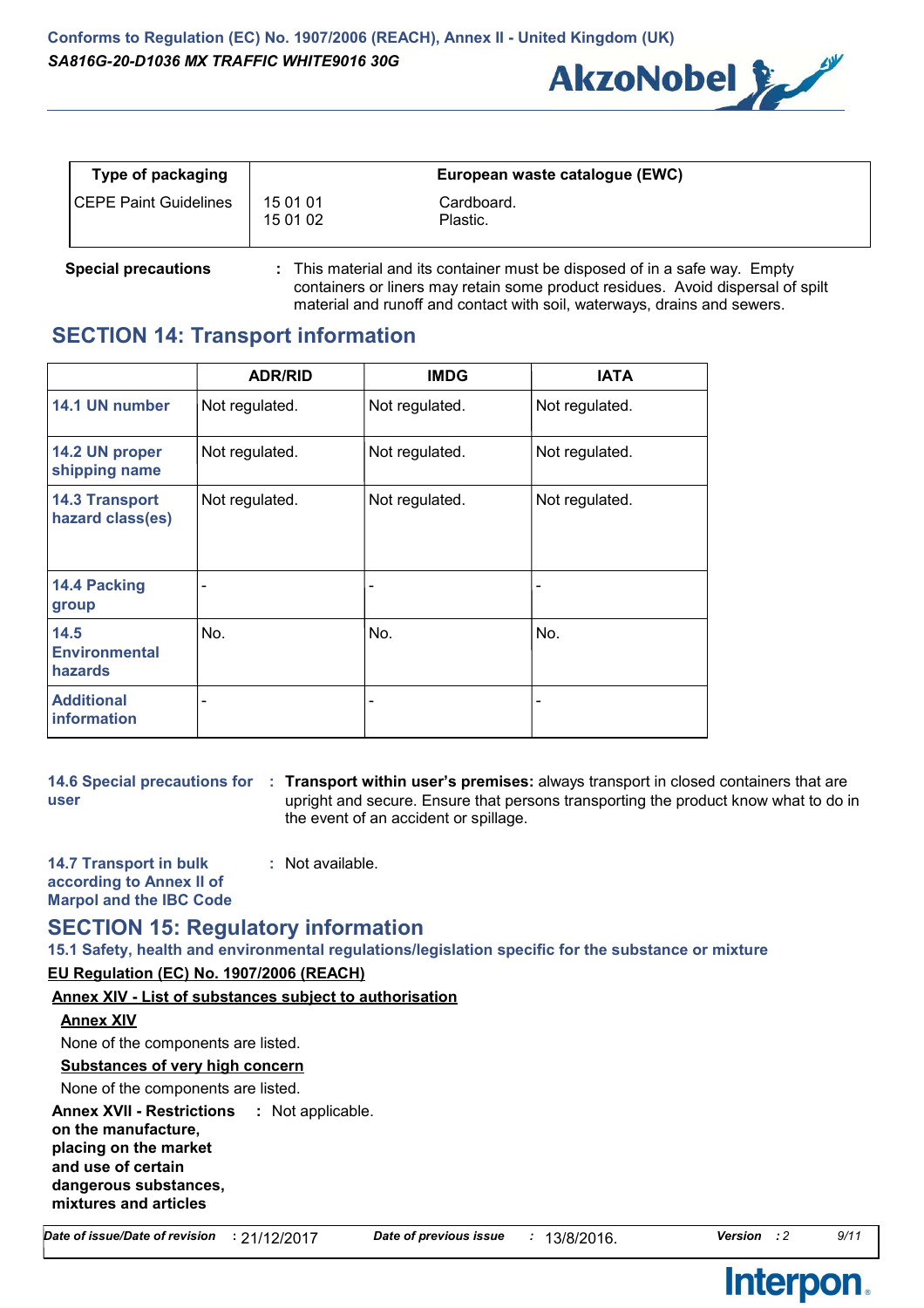| Type of packaging | European waste catalogue (EWC) | |
|---|---|---|
| CEPE Paint Guidelines | 15 01 01<br>15 01 02 | Cardboard.<br>Plastic. |

**Special precautions** : This material and its container must be disposed of in a safe way. Empty containers or liners may retain some product residues. Avoid dispersal of spilt material and runoff and contact with soil, waterways, drains and sewers.

## SECTION 14: Transport information

| | ADR/RID | IMDG | IATA |
|---|---|---|---|
| **14.1 UN number** | Not regulated. | Not regulated. | Not regulated. |
| **14.2 UN proper shipping name** | Not regulated. | Not regulated. | Not regulated. |
| **14.3 Transport hazard class(es)** | Not regulated. | Not regulated. | Not regulated. |
| **14.4 Packing group** | - | - | - |
| **14.5 Environmental hazards** | No. | No. | No. |
| **Additional information** | - | - | - |

**14.6 Special precautions for user** : **Transport within user's premises:** always transport in closed containers that are upright and secure. Ensure that persons transporting the product know what to do in the event of an accident or spillage.

**14.7 Transport in bulk according to Annex II of Marpol and the IBC Code** : Not available.

## SECTION 15: Regulatory information

### 15.1 Safety, health and environmental regulations/legislation specific for the substance or mixture

**EU Regulation (EC) No. 1907/2006 (REACH)**

**Annex XIV - List of substances subject to authorisation**

**Annex XIV**

None of the components are listed.

**Substances of very high concern**

None of the components are listed.

**Annex XVII - Restrictions on the manufacture, placing on the market and use of certain dangerous substances, mixtures and articles** : Not applicable.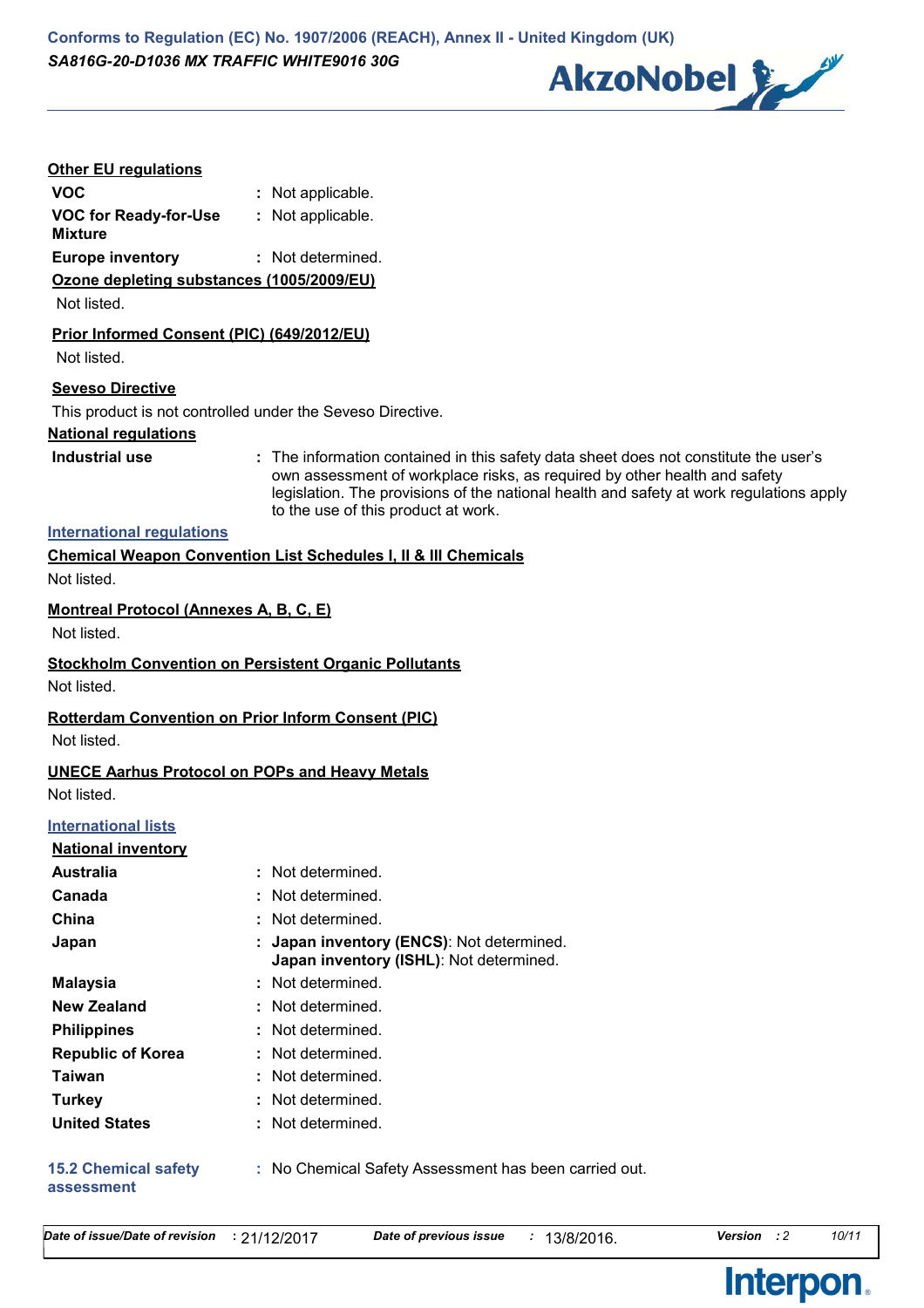### Other EU regulations

| | | |
|---|---|---|
| **VOC** | : | Not applicable. |
| **VOC for Ready-for-Use Mixture** | : | Not applicable. |
| **Europe inventory** | : | Not determined. |

#### Ozone depleting substances (1005/2009/EU)

Not listed.

#### Prior Informed Consent (PIC) (649/2012/EU)

Not listed.

#### Seveso Directive

This product is not controlled under the Seveso Directive.

### National regulations

**Industrial use** : The information contained in this safety data sheet does not constitute the user's own assessment of workplace risks, as required by other health and safety legislation. The provisions of the national health and safety at work regulations apply to the use of this product at work.

### International regulations

#### Chemical Weapon Convention List Schedules I, II & III Chemicals

Not listed.

#### Montreal Protocol (Annexes A, B, C, E)

Not listed.

#### Stockholm Convention on Persistent Organic Pollutants

Not listed.

#### Rotterdam Convention on Prior Inform Consent (PIC)

Not listed.

#### UNECE Aarhus Protocol on POPs and Heavy Metals

Not listed.

### International lists

#### National inventory

| | | |
|---|---|---|
| **Australia** | : | Not determined. |
| **Canada** | : | Not determined. |
| **China** | : | Not determined. |
| **Japan** | : | **Japan inventory (ENCS)**: Not determined.<br>**Japan inventory (ISHL)**: Not determined. |
| **Malaysia** | : | Not determined. |
| **New Zealand** | : | Not determined. |
| **Philippines** | : | Not determined. |
| **Republic of Korea** | : | Not determined. |
| **Taiwan** | : | Not determined. |
| **Turkey** | : | Not determined. |
| **United States** | : | Not determined. |

### 15.2 Chemical safety assessment

: No Chemical Safety Assessment has been carried out.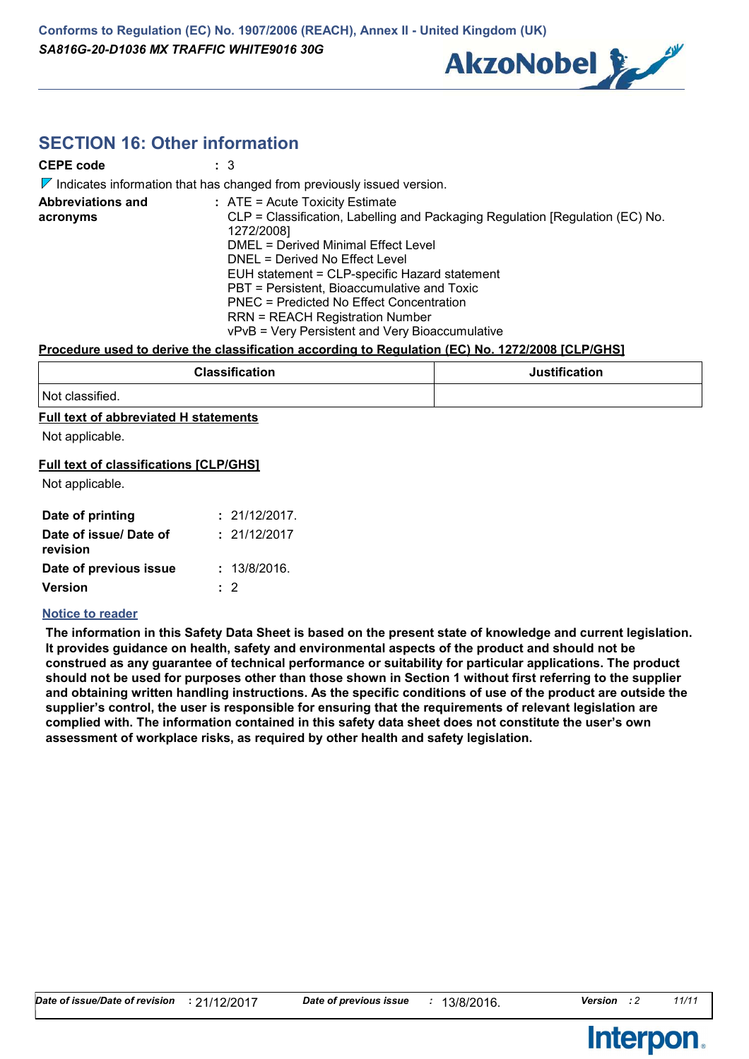## SECTION 16: Other information

**CEPE code** : 3

Indicates information that has changed from previously issued version.

**Abbreviations and acronyms** : ATE = Acute Toxicity Estimate
CLP = Classification, Labelling and Packaging Regulation [Regulation (EC) No. 1272/2008]
DMEL = Derived Minimal Effect Level
DNEL = Derived No Effect Level
EUH statement = CLP-specific Hazard statement
PBT = Persistent, Bioaccumulative and Toxic
PNEC = Predicted No Effect Concentration
RRN = REACH Registration Number
vPvB = Very Persistent and Very Bioaccumulative

**Procedure used to derive the classification according to Regulation (EC) No. 1272/2008 [CLP/GHS]**

| Classification | Justification |
|---|---|
| Not classified. | |

**Full text of abbreviated H statements**

Not applicable.

**Full text of classifications [CLP/GHS]**

Not applicable.

**Date of printing** : 21/12/2017.

**Date of issue/ Date of revision** : 21/12/2017

**Date of previous issue** : 13/8/2016.

**Version** : 2

**Notice to reader**

**The information in this Safety Data Sheet is based on the present state of knowledge and current legislation. It provides guidance on health, safety and environmental aspects of the product and should not be construed as any guarantee of technical performance or suitability for particular applications. The product should not be used for purposes other than those shown in Section 1 without first referring to the supplier and obtaining written handling instructions. As the specific conditions of use of the product are outside the supplier's control, the user is responsible for ensuring that the requirements of relevant legislation are complied with. The information contained in this safety data sheet does not constitute the user's own assessment of workplace risks, as required by other health and safety legislation.**